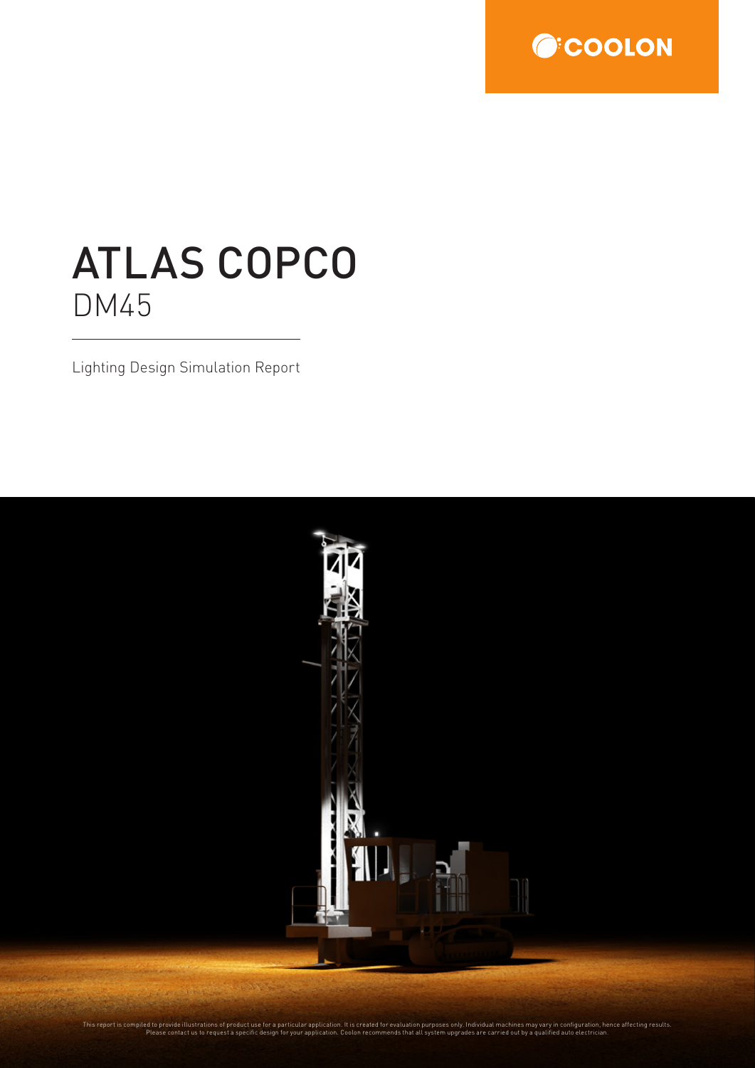COOLON

# ATLAS COPCO

## DM45

Lighting Design Simulation Report

This report is compiled to provide illustrations of product use for a particular application. It is created for evaluation purposes only. Individual machines may vary in configuration, hence affecting results. Please contact us to request a specific design for your application. Coolon recommends that all system upgrades are carried out by a qualified auto electrician.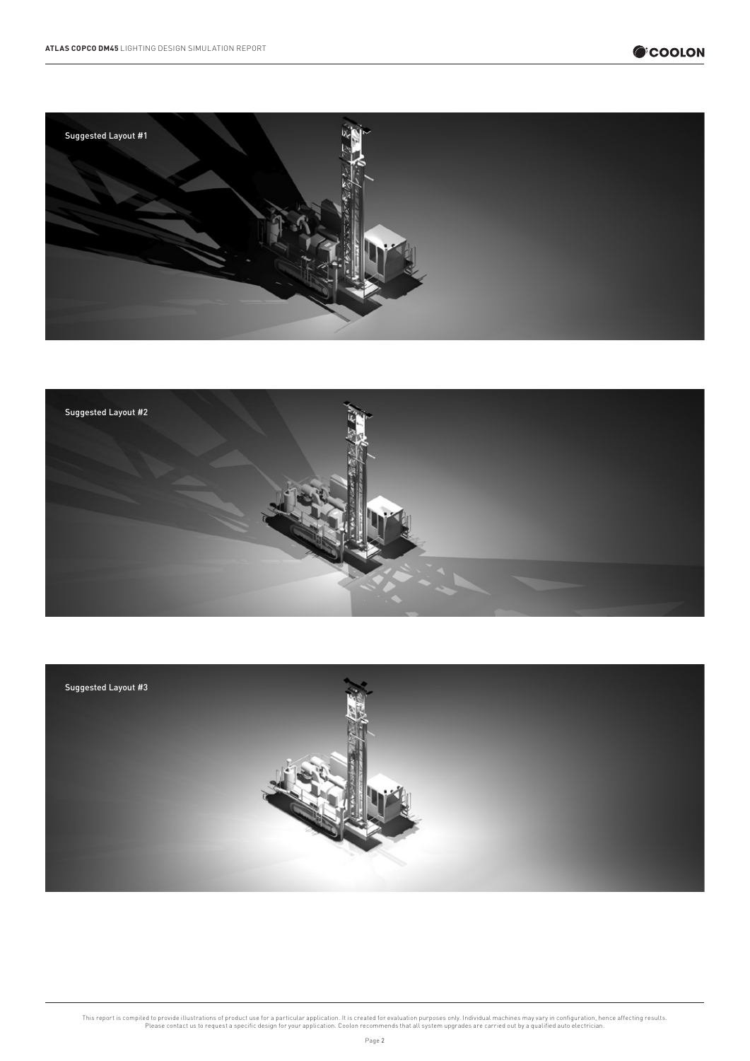Suggested Layout #1

Suggested Layout #2

Suggested Layout #3

This report is compiled to provide illustrations of product use for a particular application. It is created for evaluation purposes only. Individual machines may vary in configuration, hence affecting results. Please contact us to request a specific design for your application. Coolon recommends that all system upgrades are carried out by a qualified auto electrician.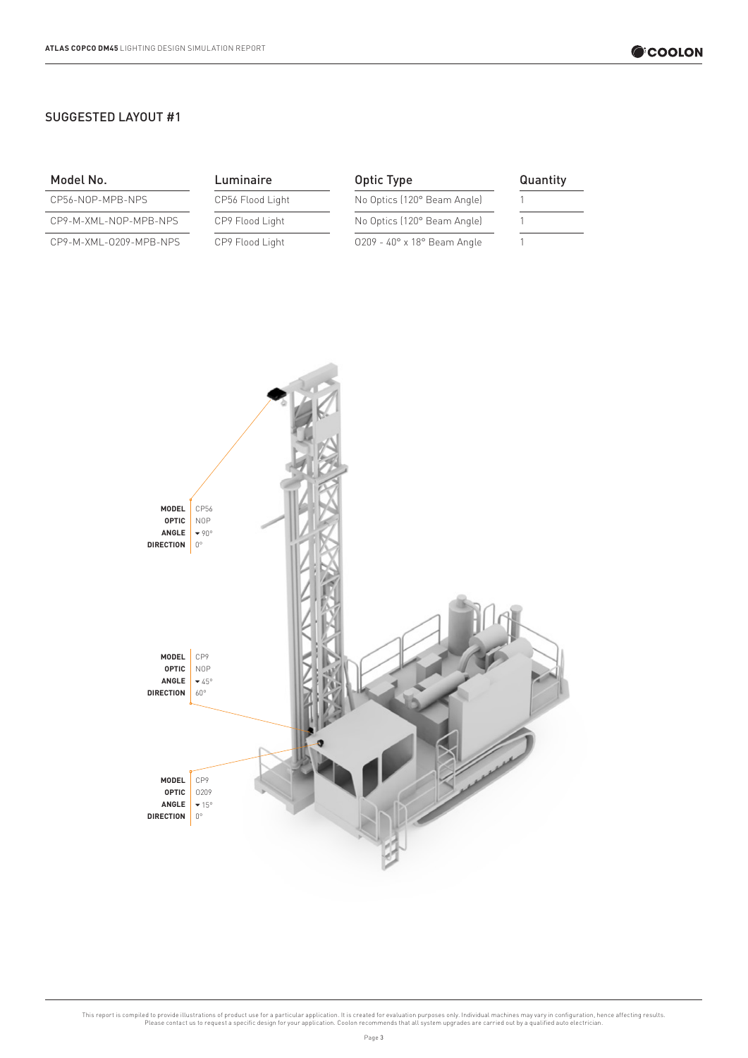## SUGGESTED LAYOUT #1

| Model No. | Luminaire | Optic Type | Quantity |
|---|---|---|---|
| CP56-NOP-MPB-NPS | CP56 Flood Light | No Optics (120° Beam Angle) | 1 |
| CP9-M-XML-NOP-MPB-NPS | CP9 Flood Light | No Optics (120° Beam Angle) | 1 |
| CP9-M-XML-0209-MPB-NPS | CP9 Flood Light | 0209 - 40° x 18° Beam Angle | 1 |

**MODEL** CP56
**OPTIC** NOP
**ANGLE** ▾ 90°
**DIRECTION** 0°

**MODEL** CP9
**OPTIC** NOP
**ANGLE** ▾ 45°
**DIRECTION** 60°

**MODEL** CP9
**OPTIC** 0209
**ANGLE** ▾ 15°
**DIRECTION** 0°

This report is compiled to provide illustrations of product use for a particular application. It is created for evaluation purposes only. Individual machines may vary in configuration, hence affecting results. Please contact us to request a specific design for your application. Coolon recommends that all system upgrades are carried out by a qualified auto electrician.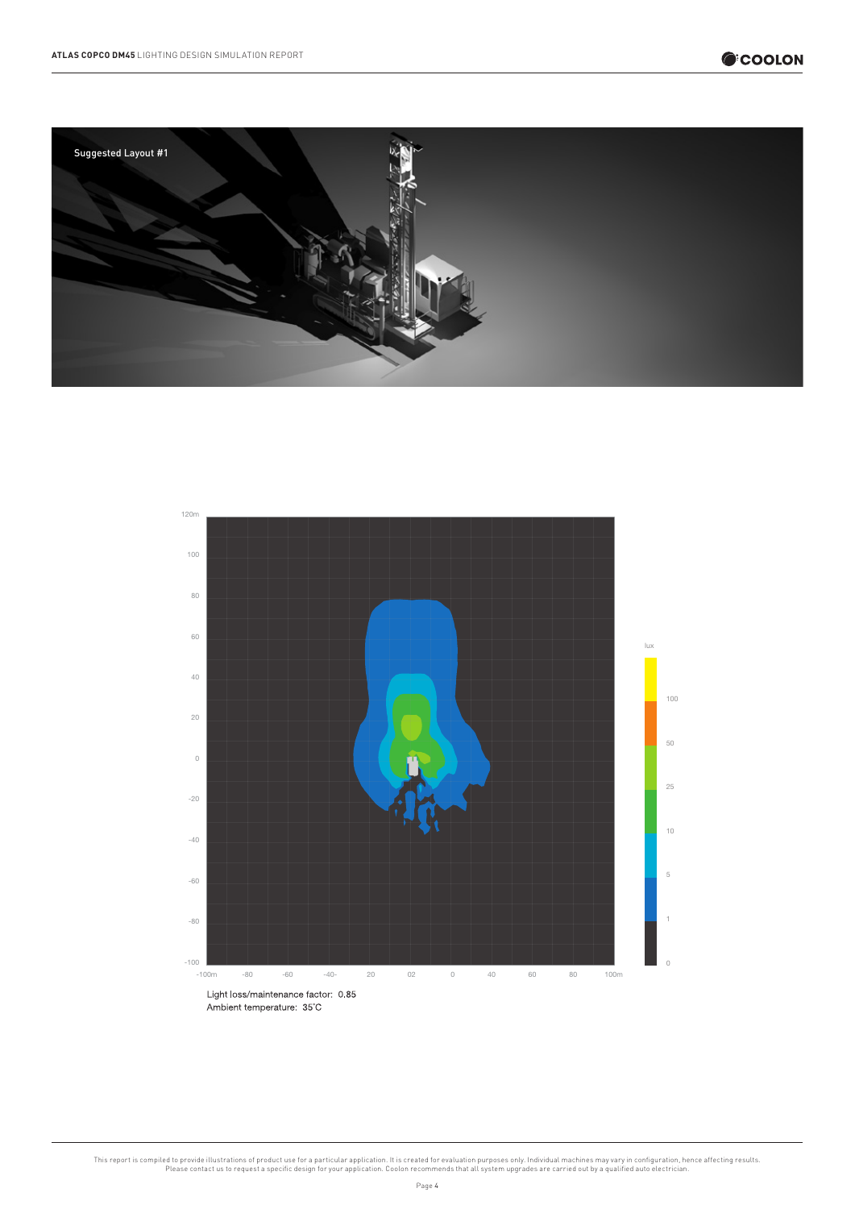Suggested Layout #1

Light loss/maintenance factor: 0.85
Ambient temperature: 35˚C

This report is compiled to provide illustrations of product use for a particular application. It is created for evaluation purposes only. Individual machines may vary in configuration, hence affecting results. Please contact us to request a specific design for your application. Coolon recommends that all system upgrades are carried out by a qualified auto electrician.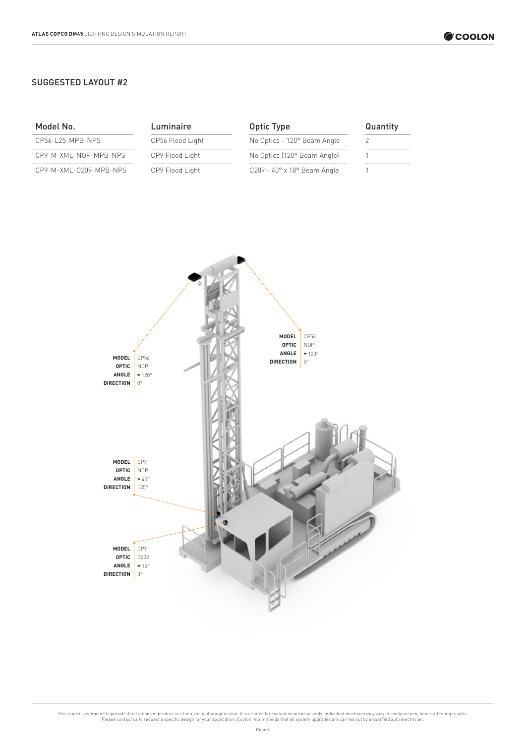## SUGGESTED LAYOUT #2

| Model No. | Luminaire | Optic Type | Quantity |
| --- | --- | --- | --- |
| CP56-L25-MPB-NPS | CP56 Flood Light | No Optics - 120° Beam Angle | 2 |
| CP9-M-XML-NOP-MPB-NPS | CP9 Flood Light | No Optics (120° Beam Angle) | 1 |
| CP9-M-XML-O209-MPB-NPS | CP9 Flood Light | O209 - 40° x 18° Beam Angle | 1 |

**MODEL** CP56
**OPTIC** NOP
**ANGLE** ▾120°
**DIRECTION** 0°

**MODEL** CP56
**OPTIC** NOP
**ANGLE** ▾120°
**DIRECTION** 0°

**MODEL** CP9
**OPTIC** NOP
**ANGLE** ▾45°
**DIRECTION** 135°

**MODEL** CP9
**OPTIC** O209
**ANGLE** ▾15°
**DIRECTION** 0°

This report is compiled to provide illustrations of product use for a particular application. It is created for evaluation purposes only. Individual machines may vary in configuration, hence affecting results. Please contact us to request a specific design for your application. Coolon recommends that all system upgrades are carried out by a qualified auto electrician.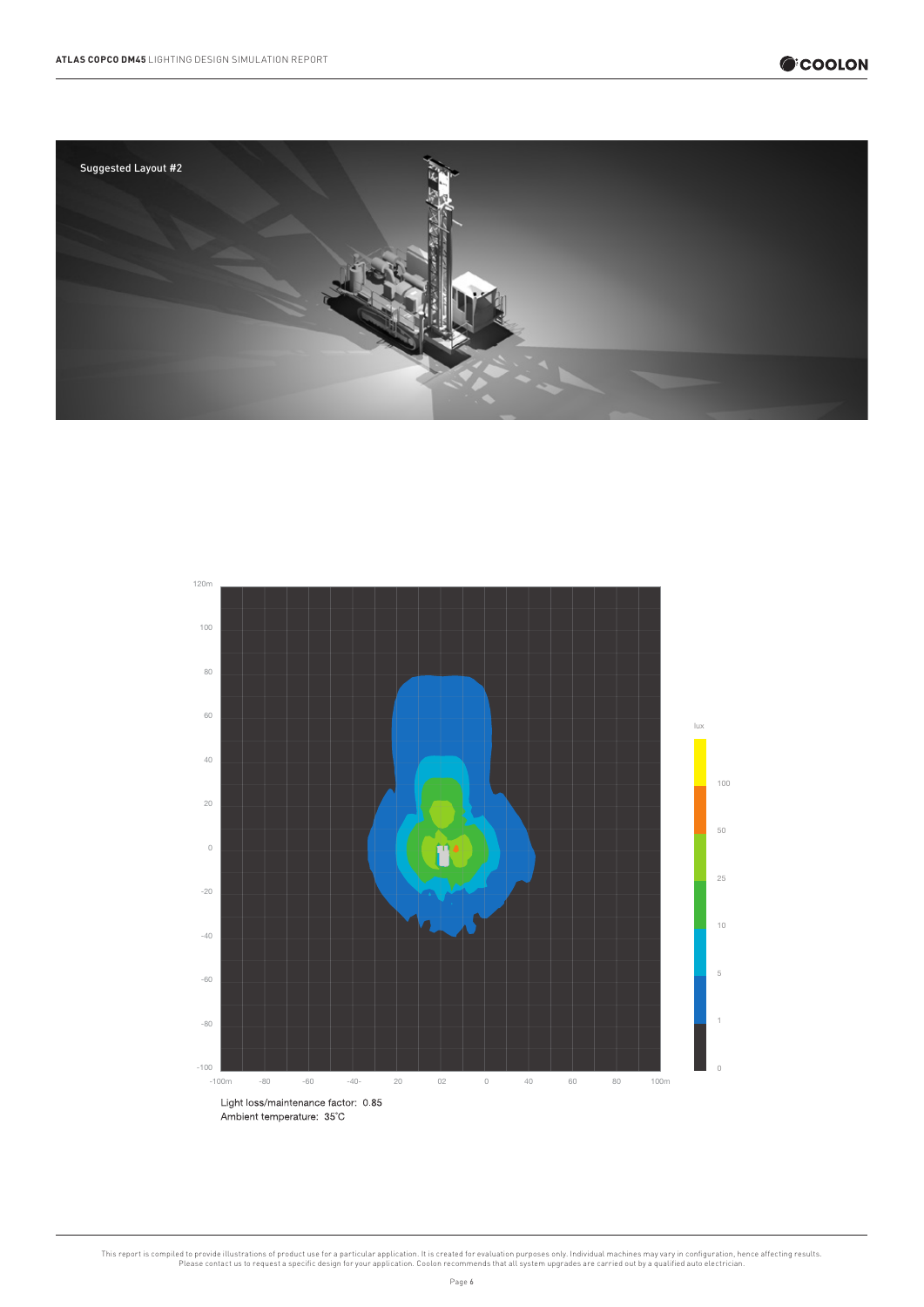Suggested Layout #2

Light loss/maintenance factor: 0.85
Ambient temperature: 35˚C

This report is compiled to provide illustrations of product use for a particular application. It is created for evaluation purposes only. Individual machines may vary in configuration, hence affecting results. Please contact us to request a specific design for your application. Coolon recommends that all system upgrades are carried out by a qualified auto electrician.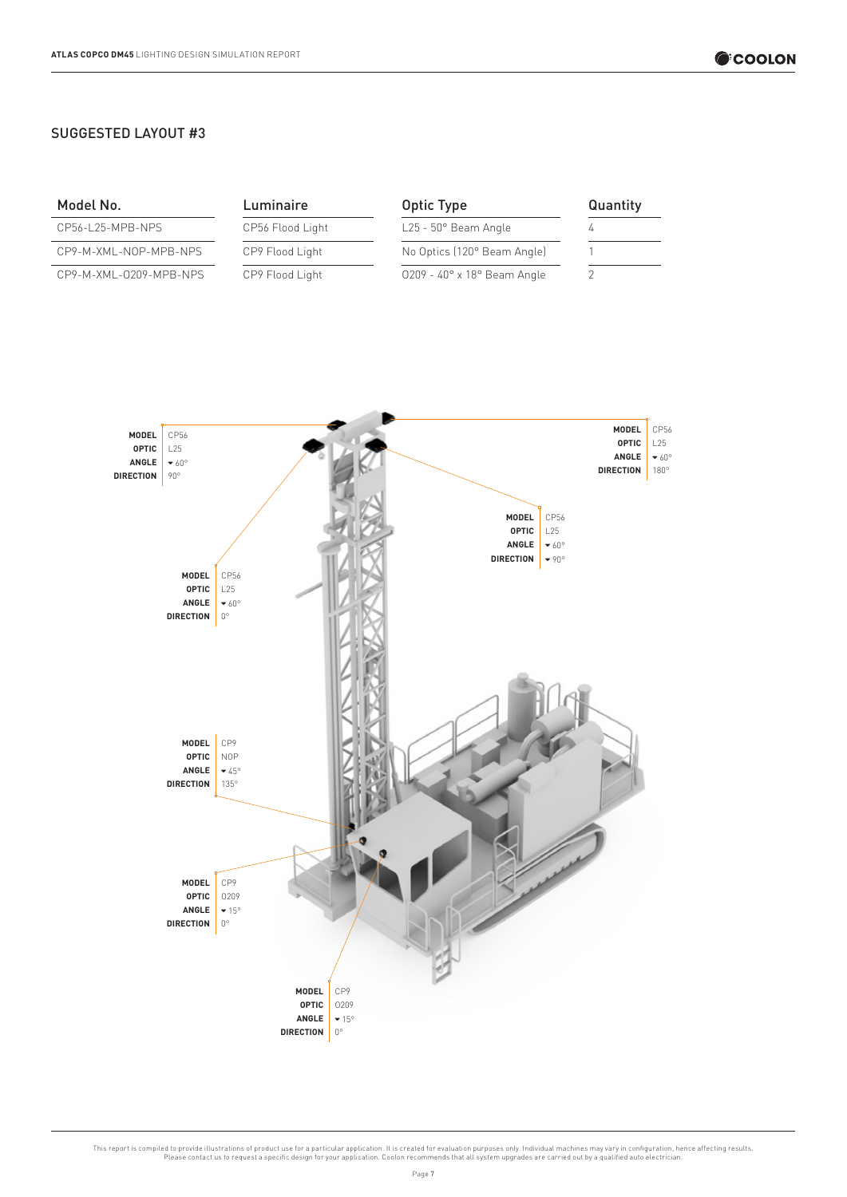## SUGGESTED LAYOUT #3

| Model No. | Luminaire | Optic Type | Quantity |
|---|---|---|---|
| CP56-L25-MPB-NPS | CP56 Flood Light | L25 - 50° Beam Angle | 4 |
| CP9-M-XML-NOP-MPB-NPS | CP9 Flood Light | No Optics (120° Beam Angle) | 1 |
| CP9-M-XML-O209-MPB-NPS | CP9 Flood Light | O209 - 40° x 18° Beam Angle | 2 |

**MODEL** CP56
**OPTIC** L25
**ANGLE** ▾ 60°
**DIRECTION** 90°

**MODEL** CP56
**OPTIC** L25
**ANGLE** ▾ 60°
**DIRECTION** 180°

**MODEL** CP56
**OPTIC** L25
**ANGLE** ▾ 60°
**DIRECTION** ▾ 90°

**MODEL** CP56
**OPTIC** L25
**ANGLE** ▾ 60°
**DIRECTION** 0°

**MODEL** CP9
**OPTIC** NOP
**ANGLE** ▾ 45°
**DIRECTION** 135°

**MODEL** CP9
**OPTIC** O209
**ANGLE** ▾ 15°
**DIRECTION** 0°

**MODEL** CP9
**OPTIC** O209
**ANGLE** ▾ 15°
**DIRECTION** 0°

This report is compiled to provide illustrations of product use for a particular application. It is created for evaluation purposes only. Individual machines may vary in configuration, hence affecting results. Please contact us to request a specific design for your application. Coolon recommends that all system upgrades are carried out by a qualified auto electrician.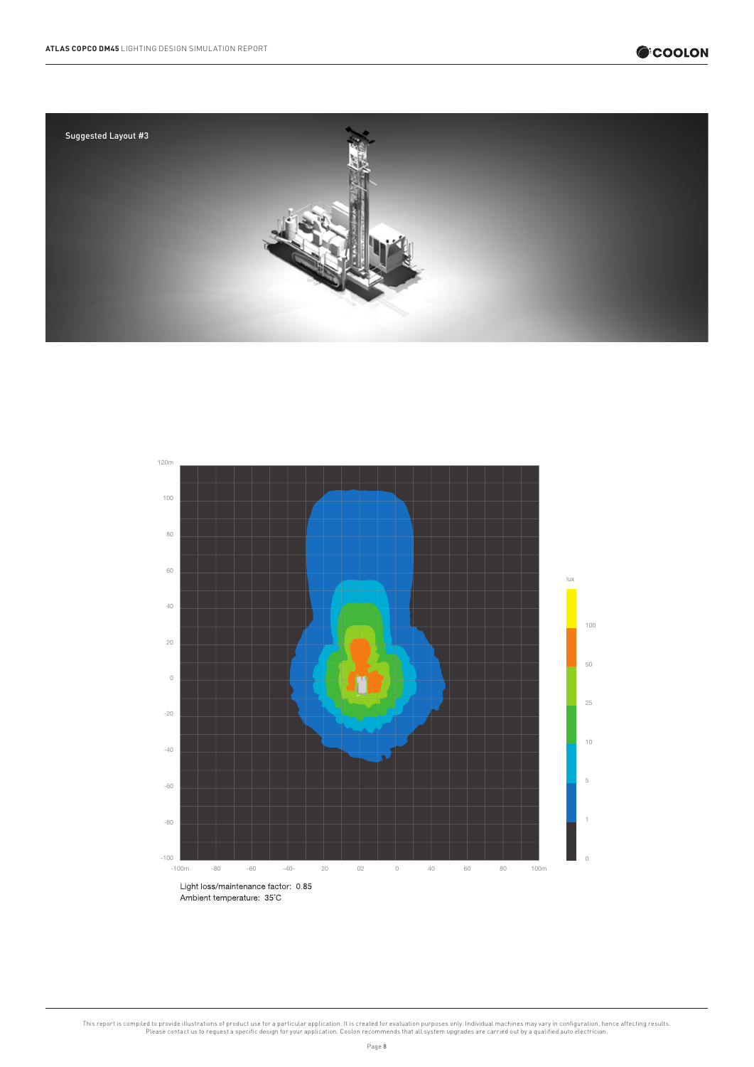Suggested Layout #3

Light loss/maintenance factor: 0.85
Ambient temperature: 35˚C

This report is compiled to provide illustrations of product use for a particular application. It is created for evaluation purposes only. Individual machines may vary in configuration, hence affecting results. Please contact us to request a specific design for your application. Coolon recommends that all system upgrades are carried out by a qualified auto electrician.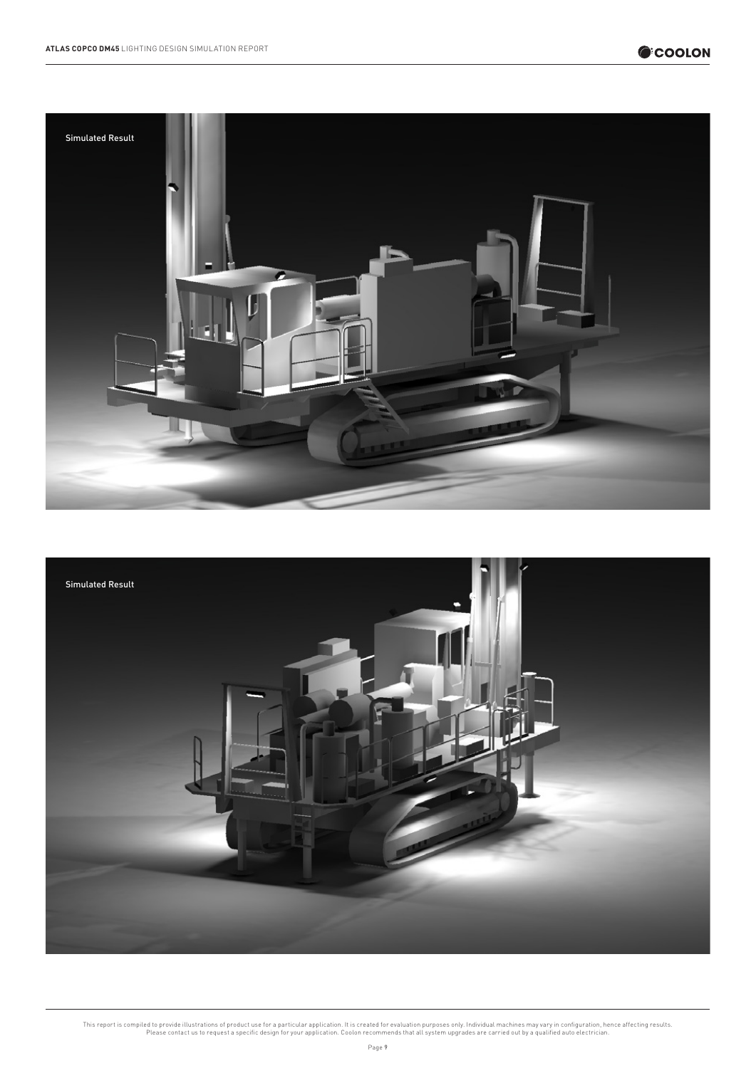Simulated Result

Simulated Result

This report is compiled to provide illustrations of product use for a particular application. It is created for evaluation purposes only. Individual machines may vary in configuration, hence affecting results. Please contact us to request a specific design for your application. Coolon recommends that all system upgrades are carried out by a qualified auto electrician.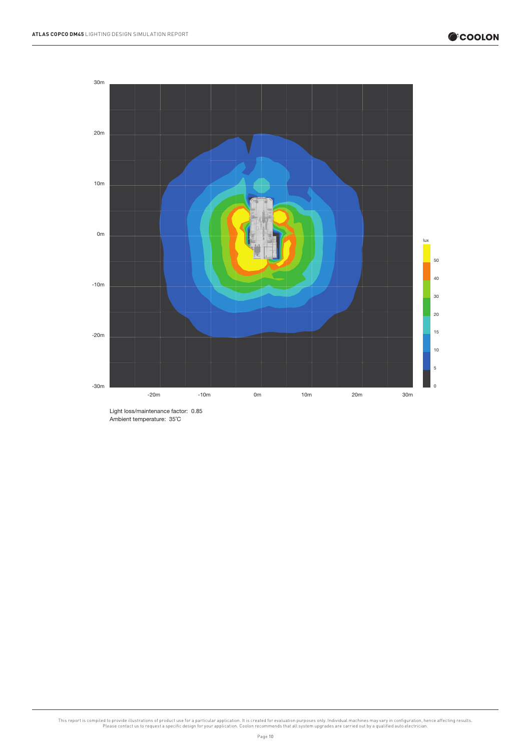Light loss/maintenance factor: 0.85
Ambient temperature: 35˚C

This report is compiled to provide illustrations of product use for a particular application. It is created for evaluation purposes only. Individual machines may vary in configuration, hence affecting results. Please contact us to request a specific design for your application. Coolon recommends that all system upgrades are carried out by a qualified auto electrician.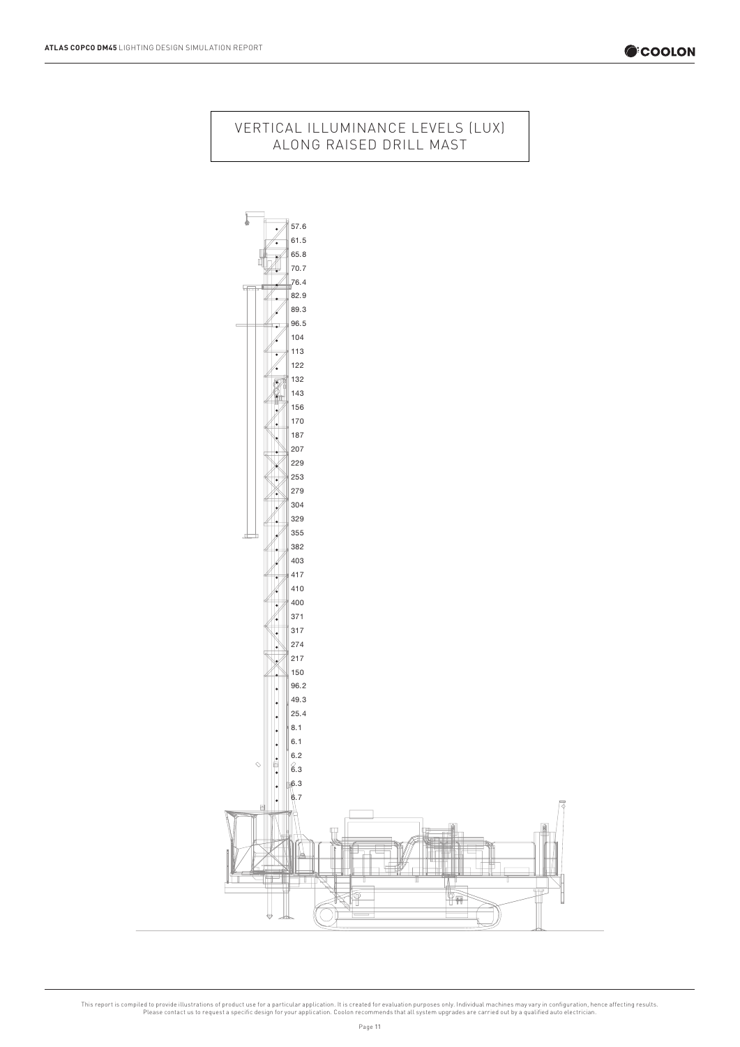## VERTICAL ILLUMINANCE LEVELS (LUX) ALONG RAISED DRILL MAST

57.6
61.5
65.8
70.7
76.4
82.9
89.3
96.5
104
113
122
132
143
156
170
187
207
229
253
279
304
329
355
382
403
417
410
400
371
317
274
217
150
96.2
49.3
25.4
8.1
6.1
6.2
6.3
6.3
6.7

This report is compiled to provide illustrations of product use for a particular application. It is created for evaluation purposes only. Individual machines may vary in configuration, hence affecting results. Please contact us to request a specific design for your application. Coolon recommends that all system upgrades are carried out by a qualified auto electrician.